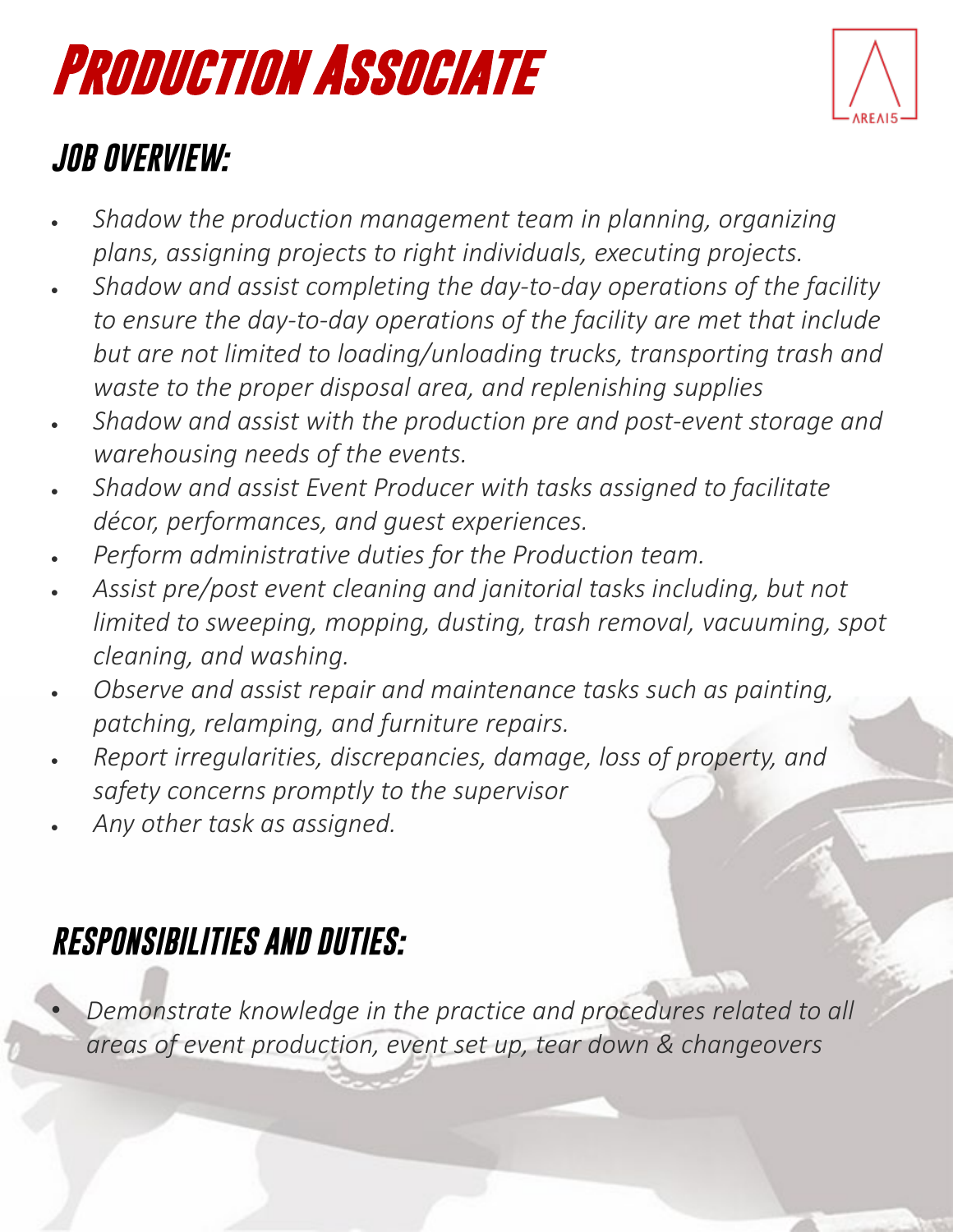# Production Associate

## JOB OVERVIEW:

- *Shadow the production management team in planning, organizing plans, assigning projects to right individuals, executing projects.*
- *Shadow and assist completing the day-to-day operations of the facility to ensure the day-to-day operations of the facility are met that include but are not limited to loading/unloading trucks, transporting trash and waste to the proper disposal area, and replenishing supplies*
- *Shadow and assist with the production pre and post-event storage and warehousing needs of the events.*
- *Shadow and assist Event Producer with tasks assigned to facilitate décor, performances, and guest experiences.*
- *Perform administrative duties for the Production team.*
- *Assist pre/post event cleaning and janitorial tasks including, but not limited to sweeping, mopping, dusting, trash removal, vacuuming, spot cleaning, and washing.*
- *Observe and assist repair and maintenance tasks such as painting, patching, relamping, and furniture repairs.*
- *Report irregularities, discrepancies, damage, loss of property, and safety concerns promptly to the supervisor*
- *Any other task as assigned.*

## RESPONSIBILITIES AND DUTIES:

- *Demonstrate knowledge in the practice and procedures related to all areas of event production, event set up, tear down & changeovers*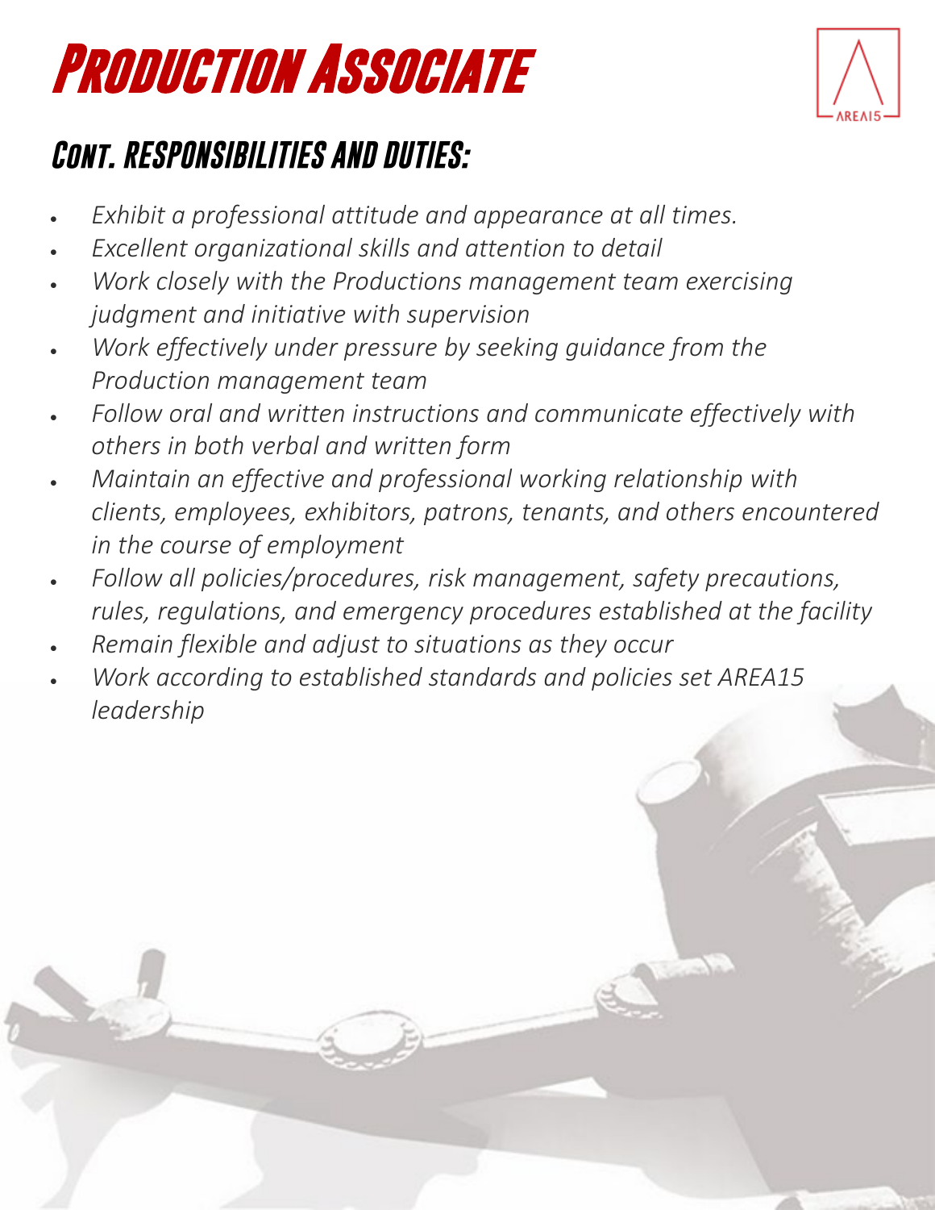# Production Associate

## Cont. Responsibilities and Duties:

- *Exhibit a professional attitude and appearance at all times.*
- *Excellent organizational skills and attention to detail*
- *Work closely with the Productions management team exercising judgment and initiative with supervision*
- *Work effectively under pressure by seeking guidance from the Production management team*
- *Follow oral and written instructions and communicate effectively with others in both verbal and written form*
- *Maintain an effective and professional working relationship with clients, employees, exhibitors, patrons, tenants, and others encountered in the course of employment*
- *Follow all policies/procedures, risk management, safety precautions, rules, regulations, and emergency procedures established at the facility*
- *Remain flexible and adjust to situations as they occur*
- *Work according to established standards and policies set AREA15 leadership*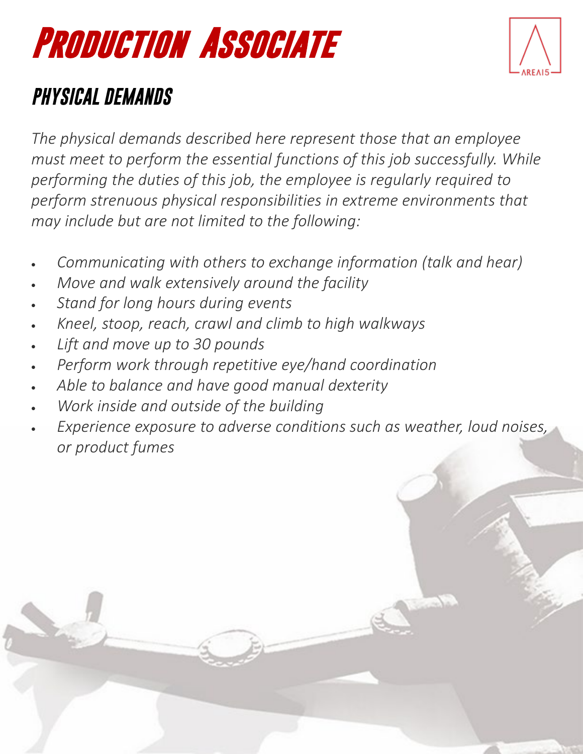# Production Associate

## Physical Demands

*The physical demands described here represent those that an employee must meet to perform the essential functions of this job successfully. While performing the duties of this job, the employee is regularly required to perform strenuous physical responsibilities in extreme environments that may include but are not limited to the following:*

- *Communicating with others to exchange information (talk and hear)*
- *Move and walk extensively around the facility*
- *Stand for long hours during events*
- *Kneel, stoop, reach, crawl and climb to high walkways*
- *Lift and move up to 30 pounds*
- *Perform work through repetitive eye/hand coordination*
- *Able to balance and have good manual dexterity*
- *Work inside and outside of the building*
- *Experience exposure to adverse conditions such as weather, loud noises, or product fumes*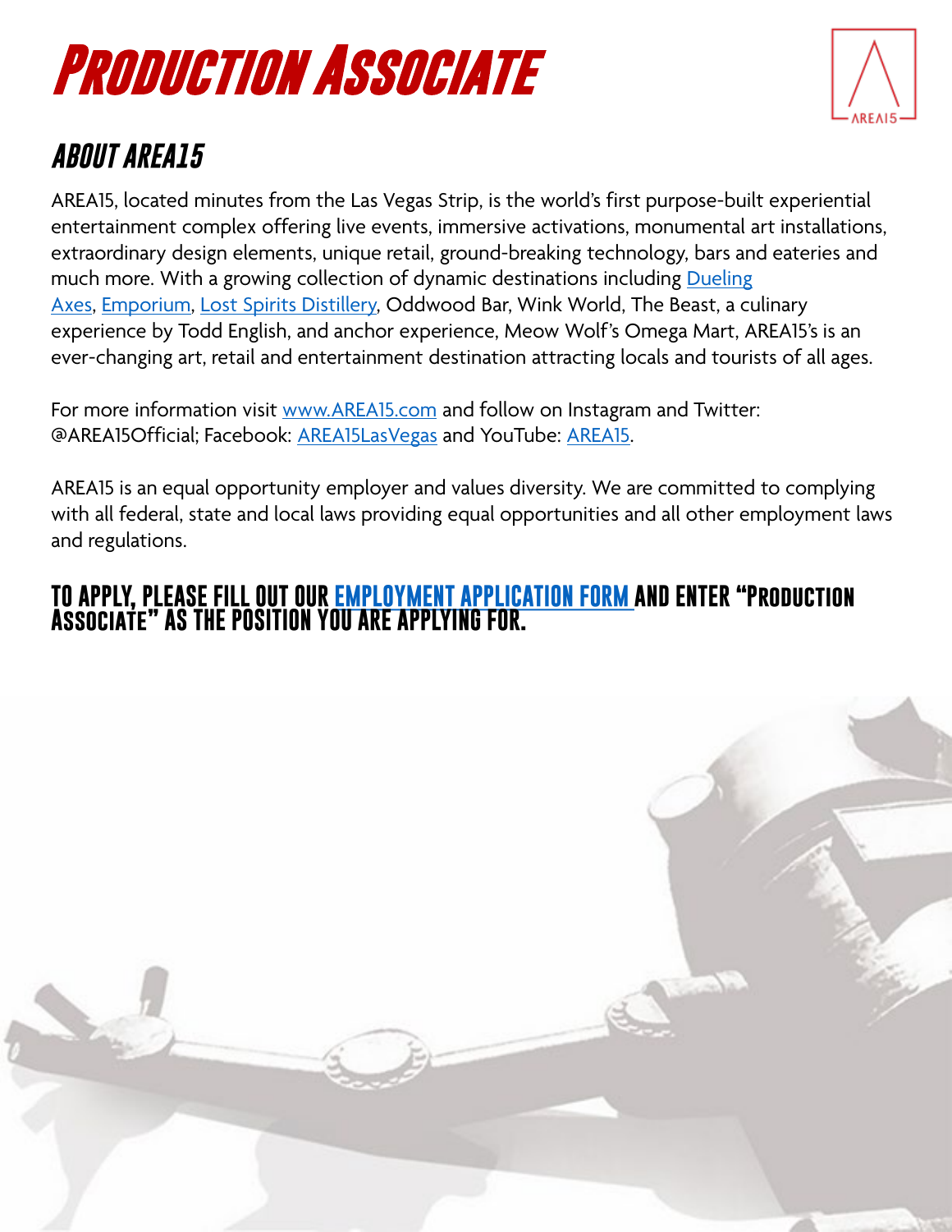# Production Associate

## About AREA15

AREA15, located minutes from the Las Vegas Strip, is the world's first purpose-built experiential entertainment complex offering live events, immersive activations, monumental art installations, extraordinary design elements, unique retail, ground-breaking technology, bars and eateries and much more. With a growing collection of dynamic destinations including Dueling Axes, Emporium, Lost Spirits Distillery, Oddwood Bar, Wink World, The Beast, a culinary experience by Todd English, and anchor experience, Meow Wolf's Omega Mart, AREA15's is an ever-changing art, retail and entertainment destination attracting locals and tourists of all ages.

For more information visit www.AREA15.com and follow on Instagram and Twitter: @AREA15Official; Facebook: AREA15LasVegas and YouTube: AREA15.

AREA15 is an equal opportunity employer and values diversity. We are committed to complying with all federal, state and local laws providing equal opportunities and all other employment laws and regulations.

### To apply, please fill out our Employment Application Form and enter "Production Associate" as the position you are applying for.